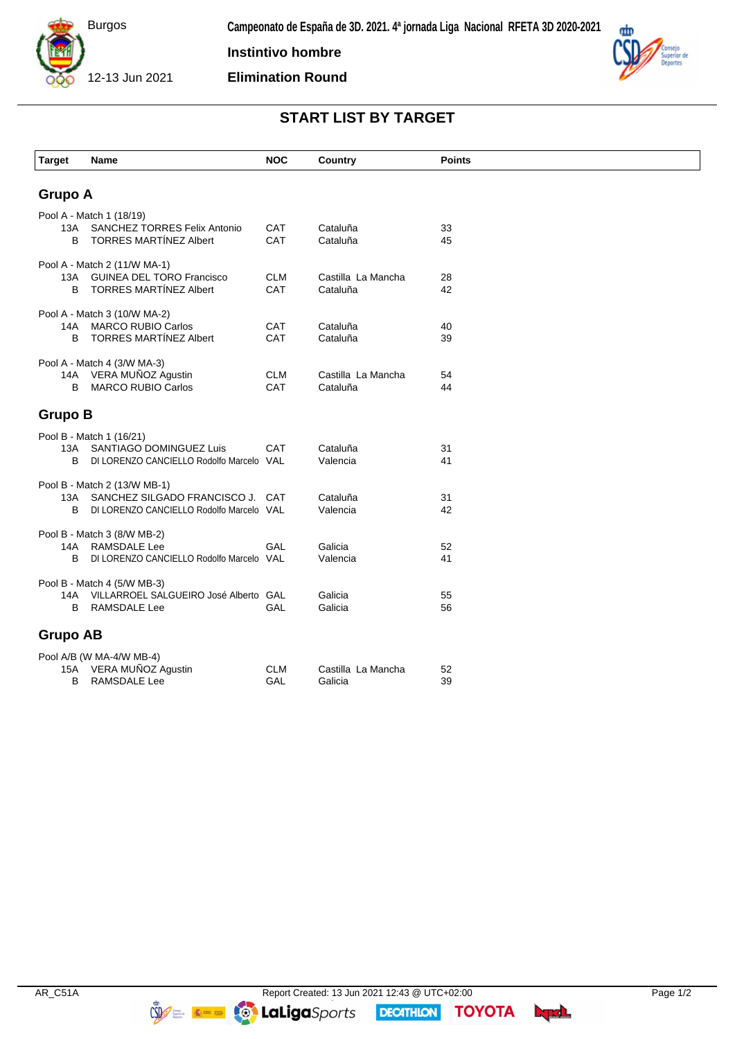Burgos

12-13 Jun 2021

**Campeonato de España de 3D. 2021. 4ª jornada Liga Nacional RFETA 3D 2020-2021**

**Instintivo hombre**

**Elimination Round**

## START LIST BY TARGET

| Target | Name | NOC | Country | Points |
|---|---|---|---|---|
| **Grupo A** | | | | |
| Pool A - Match 1 (18/19) | | | | |
| 13A | SANCHEZ TORRES Felix Antonio | CAT | Cataluña | 33 |
| B | TORRES MARTÍNEZ Albert | CAT | Cataluña | 45 |
| Pool A - Match 2 (11/W MA-1) | | | | |
| 13A | GUINEA DEL TORO Francisco | CLM | Castilla La Mancha | 28 |
| B | TORRES MARTÍNEZ Albert | CAT | Cataluña | 42 |
| Pool A - Match 3 (10/W MA-2) | | | | |
| 14A | MARCO RUBIO Carlos | CAT | Cataluña | 40 |
| B | TORRES MARTÍNEZ Albert | CAT | Cataluña | 39 |
| Pool A - Match 4 (3/W MA-3) | | | | |
| 14A | VERA MUÑOZ Agustin | CLM | Castilla La Mancha | 54 |
| B | MARCO RUBIO Carlos | CAT | Cataluña | 44 |
| **Grupo B** | | | | |
| Pool B - Match 1 (16/21) | | | | |
| 13A | SANTIAGO DOMINGUEZ Luis | CAT | Cataluña | 31 |
| B | DI LORENZO CANCIELLO Rodolfo Marcelo | VAL | Valencia | 41 |
| Pool B - Match 2 (13/W MB-1) | | | | |
| 13A | SANCHEZ SILGADO FRANCISCO J. | CAT | Cataluña | 31 |
| B | DI LORENZO CANCIELLO Rodolfo Marcelo | VAL | Valencia | 42 |
| Pool B - Match 3 (8/W MB-2) | | | | |
| 14A | RAMSDALE Lee | GAL | Galicia | 52 |
| B | DI LORENZO CANCIELLO Rodolfo Marcelo | VAL | Valencia | 41 |
| Pool B - Match 4 (5/W MB-3) | | | | |
| 14A | VILLARROEL SALGUEIRO José Alberto | GAL | Galicia | 55 |
| B | RAMSDALE Lee | GAL | Galicia | 56 |
| **Grupo AB** | | | | |
| Pool A/B (W MA-4/W MB-4) | | | | |
| 15A | VERA MUÑOZ Agustin | CLM | Castilla La Mancha | 52 |
| B | RAMSDALE Lee | GAL | Galicia | 39 |

AR_C51A Report Created: 13 Jun 2021 12:43 @ UTC+02:00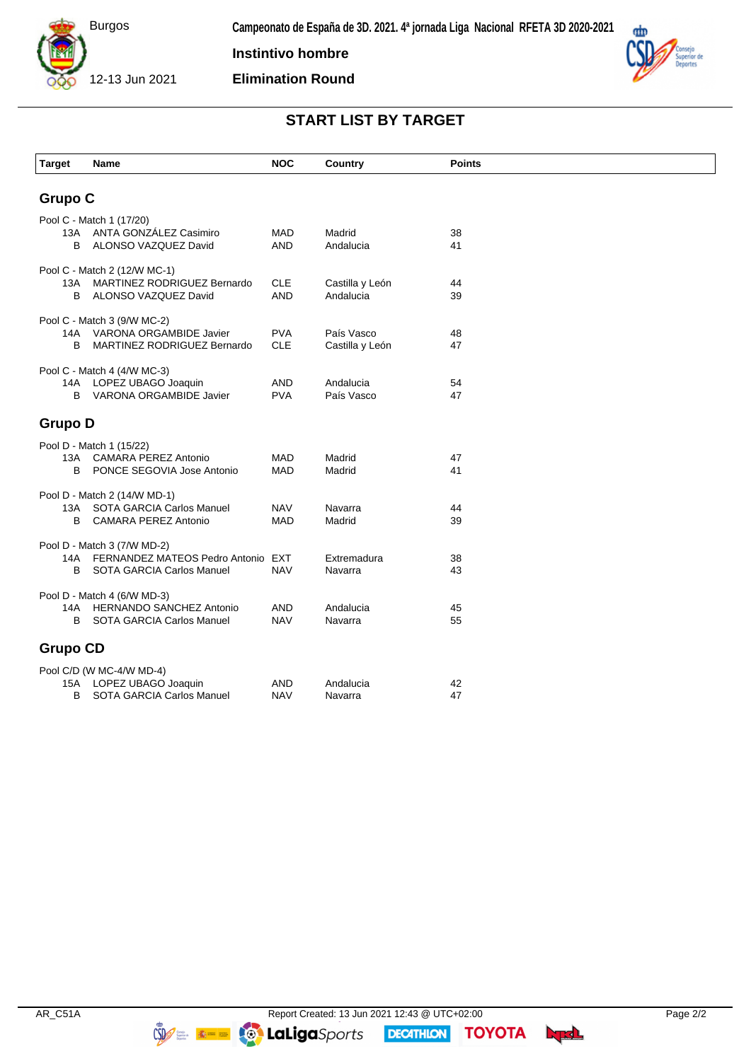Burgos

12-13 Jun 2021

**Campeonato de España de 3D. 2021. 4ª jornada Liga Nacional RFETA 3D 2020-2021**

**Instintivo hombre**

**Elimination Round**

## START LIST BY TARGET

| Target | Name | NOC | Country | Points |
|---|---|---|---|---|
| **Grupo C** | | | | |
| Pool C - Match 1 (17/20) | | | | |
| 13A | ANTA GONZÁLEZ Casimiro | MAD | Madrid | 38 |
| B | ALONSO VAZQUEZ David | AND | Andalucia | 41 |
| Pool C - Match 2 (12/W MC-1) | | | | |
| 13A | MARTINEZ RODRIGUEZ Bernardo | CLE | Castilla y León | 44 |
| B | ALONSO VAZQUEZ David | AND | Andalucia | 39 |
| Pool C - Match 3 (9/W MC-2) | | | | |
| 14A | VARONA ORGAMBIDE Javier | PVA | País Vasco | 48 |
| B | MARTINEZ RODRIGUEZ Bernardo | CLE | Castilla y León | 47 |
| Pool C - Match 4 (4/W MC-3) | | | | |
| 14A | LOPEZ UBAGO Joaquin | AND | Andalucia | 54 |
| B | VARONA ORGAMBIDE Javier | PVA | País Vasco | 47 |
| **Grupo D** | | | | |
| Pool D - Match 1 (15/22) | | | | |
| 13A | CAMARA PEREZ Antonio | MAD | Madrid | 47 |
| B | PONCE SEGOVIA Jose Antonio | MAD | Madrid | 41 |
| Pool D - Match 2 (14/W MD-1) | | | | |
| 13A | SOTA GARCIA Carlos Manuel | NAV | Navarra | 44 |
| B | CAMARA PEREZ Antonio | MAD | Madrid | 39 |
| Pool D - Match 3 (7/W MD-2) | | | | |
| 14A | FERNANDEZ MATEOS Pedro Antonio | EXT | Extremadura | 38 |
| B | SOTA GARCIA Carlos Manuel | NAV | Navarra | 43 |
| Pool D - Match 4 (6/W MD-3) | | | | |
| 14A | HERNANDO SANCHEZ Antonio | AND | Andalucia | 45 |
| B | SOTA GARCIA Carlos Manuel | NAV | Navarra | 55 |
| **Grupo CD** | | | | |
| Pool C/D (W MC-4/W MD-4) | | | | |
| 15A | LOPEZ UBAGO Joaquin | AND | Andalucia | 42 |
| B | SOTA GARCIA Carlos Manuel | NAV | Navarra | 47 |

AR_C51A Report Created: 13 Jun 2021 12:43 @ UTC+02:00